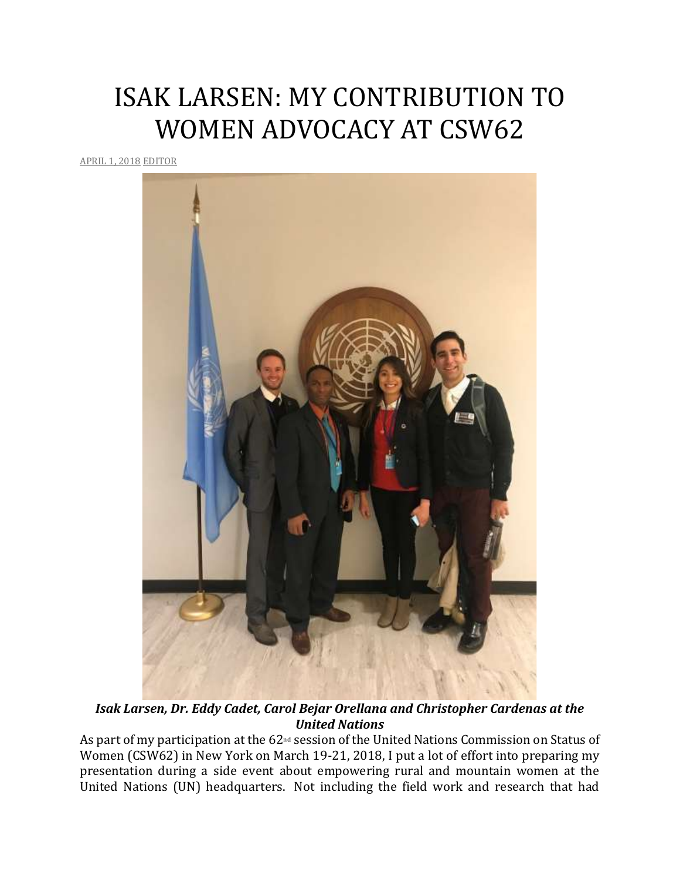# ISAK LARSEN: MY CONTRIBUTION TO WOMEN ADVOCACY AT CSW62

APRIL 1, 2018 EDITOR

***Isak Larsen, Dr. Eddy Cadet, Carol Bejar Orellana and Christopher Cardenas at the United Nations***

As part of my participation at the 62nd session of the United Nations Commission on Status of Women (CSW62) in New York on March 19-21, 2018, I put a lot of effort into preparing my presentation during a side event about empowering rural and mountain women at the United Nations (UN) headquarters. Not including the field work and research that had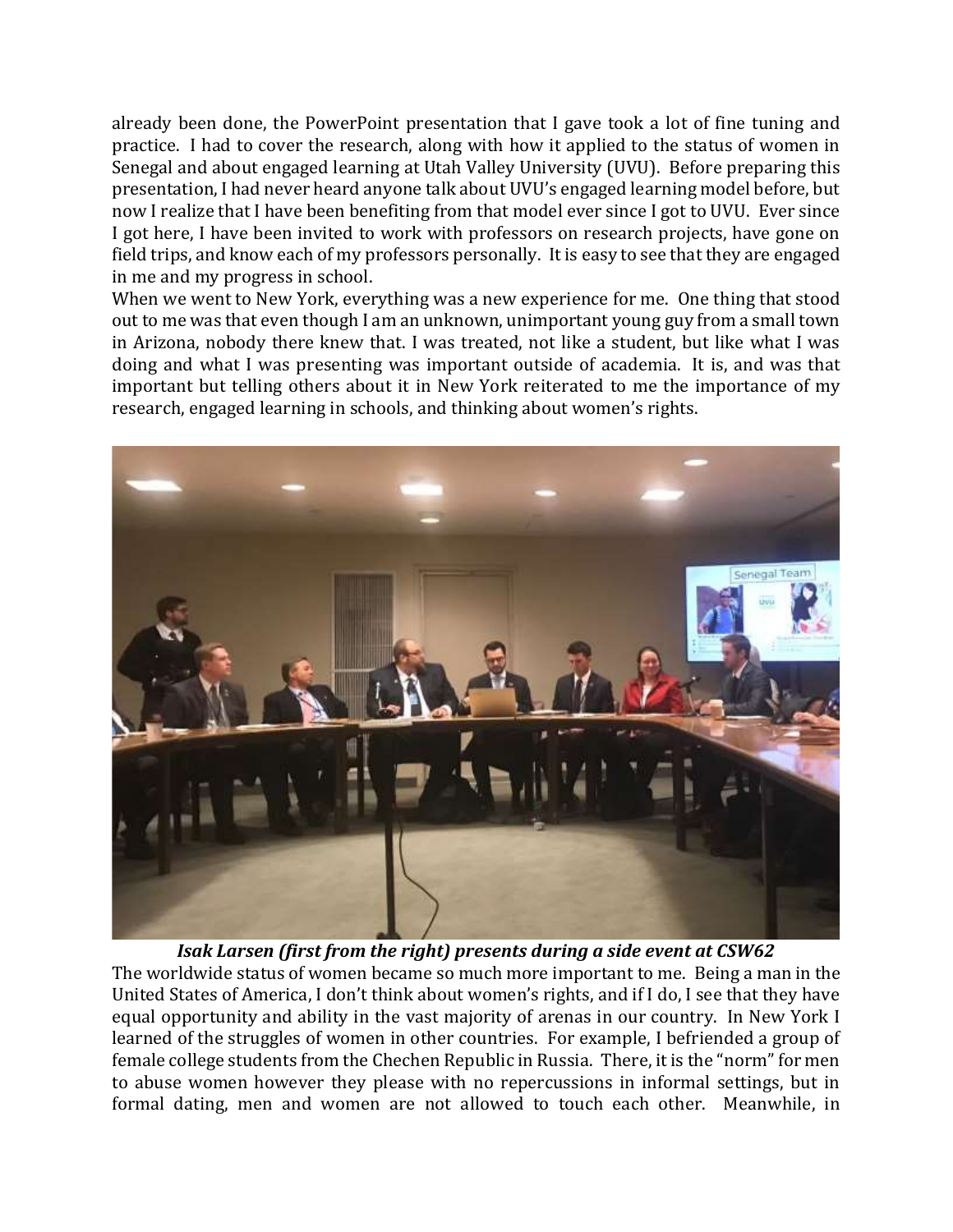already been done, the PowerPoint presentation that I gave took a lot of fine tuning and practice. I had to cover the research, along with how it applied to the status of women in Senegal and about engaged learning at Utah Valley University (UVU). Before preparing this presentation, I had never heard anyone talk about UVU's engaged learning model before, but now I realize that I have been benefiting from that model ever since I got to UVU. Ever since I got here, I have been invited to work with professors on research projects, have gone on field trips, and know each of my professors personally. It is easy to see that they are engaged in me and my progress in school.

When we went to New York, everything was a new experience for me. One thing that stood out to me was that even though I am an unknown, unimportant young guy from a small town in Arizona, nobody there knew that. I was treated, not like a student, but like what I was doing and what I was presenting was important outside of academia. It is, and was that important but telling others about it in New York reiterated to me the importance of my research, engaged learning in schools, and thinking about women's rights.

***Isak Larsen (first from the right) presents during a side event at CSW62***

The worldwide status of women became so much more important to me. Being a man in the United States of America, I don't think about women's rights, and if I do, I see that they have equal opportunity and ability in the vast majority of arenas in our country. In New York I learned of the struggles of women in other countries. For example, I befriended a group of female college students from the Chechen Republic in Russia. There, it is the "norm" for men to abuse women however they please with no repercussions in informal settings, but in formal dating, men and women are not allowed to touch each other. Meanwhile, in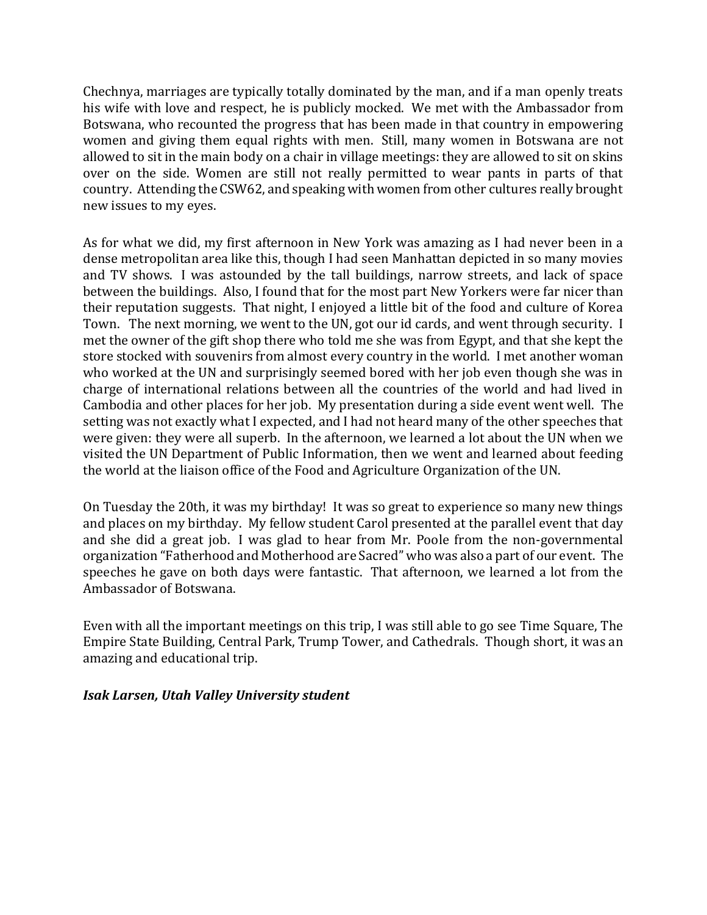Chechnya, marriages are typically totally dominated by the man, and if a man openly treats his wife with love and respect, he is publicly mocked. We met with the Ambassador from Botswana, who recounted the progress that has been made in that country in empowering women and giving them equal rights with men. Still, many women in Botswana are not allowed to sit in the main body on a chair in village meetings: they are allowed to sit on skins over on the side. Women are still not really permitted to wear pants in parts of that country. Attending the CSW62, and speaking with women from other cultures really brought new issues to my eyes.

As for what we did, my first afternoon in New York was amazing as I had never been in a dense metropolitan area like this, though I had seen Manhattan depicted in so many movies and TV shows. I was astounded by the tall buildings, narrow streets, and lack of space between the buildings. Also, I found that for the most part New Yorkers were far nicer than their reputation suggests. That night, I enjoyed a little bit of the food and culture of Korea Town. The next morning, we went to the UN, got our id cards, and went through security. I met the owner of the gift shop there who told me she was from Egypt, and that she kept the store stocked with souvenirs from almost every country in the world. I met another woman who worked at the UN and surprisingly seemed bored with her job even though she was in charge of international relations between all the countries of the world and had lived in Cambodia and other places for her job. My presentation during a side event went well. The setting was not exactly what I expected, and I had not heard many of the other speeches that were given: they were all superb. In the afternoon, we learned a lot about the UN when we visited the UN Department of Public Information, then we went and learned about feeding the world at the liaison office of the Food and Agriculture Organization of the UN.

On Tuesday the 20th, it was my birthday! It was so great to experience so many new things and places on my birthday. My fellow student Carol presented at the parallel event that day and she did a great job. I was glad to hear from Mr. Poole from the non-governmental organization "Fatherhood and Motherhood are Sacred" who was also a part of our event. The speeches he gave on both days were fantastic. That afternoon, we learned a lot from the Ambassador of Botswana.

Even with all the important meetings on this trip, I was still able to go see Time Square, The Empire State Building, Central Park, Trump Tower, and Cathedrals. Though short, it was an amazing and educational trip.

***Isak Larsen, Utah Valley University student***